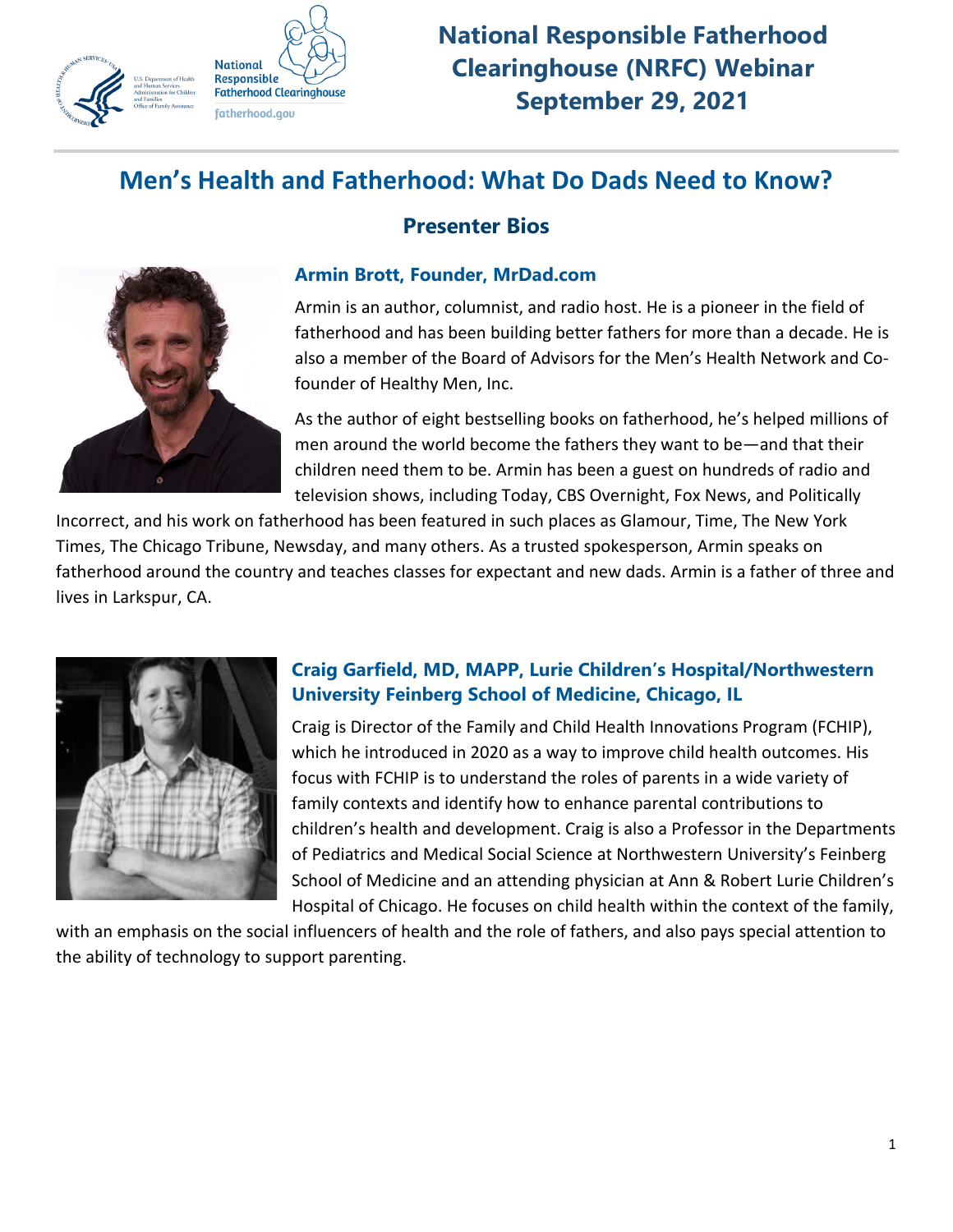# National Responsible Fatherhood Clearinghouse (NRFC) Webinar September 29, 2021

## Men's Health and Fatherhood: What Do Dads Need to Know?

### Presenter Bios

#### Armin Brott, Founder, MrDad.com

Armin is an author, columnist, and radio host. He is a pioneer in the field of fatherhood and has been building better fathers for more than a decade. He is also a member of the Board of Advisors for the Men's Health Network and Co-founder of Healthy Men, Inc.

As the author of eight bestselling books on fatherhood, he's helped millions of men around the world become the fathers they want to be—and that their children need them to be. Armin has been a guest on hundreds of radio and television shows, including Today, CBS Overnight, Fox News, and Politically Incorrect, and his work on fatherhood has been featured in such places as Glamour, Time, The New York Times, The Chicago Tribune, Newsday, and many others. As a trusted spokesperson, Armin speaks on fatherhood around the country and teaches classes for expectant and new dads. Armin is a father of three and lives in Larkspur, CA.

#### Craig Garfield, MD, MAPP, Lurie Children's Hospital/Northwestern University Feinberg School of Medicine, Chicago, IL

Craig is Director of the Family and Child Health Innovations Program (FCHIP), which he introduced in 2020 as a way to improve child health outcomes. His focus with FCHIP is to understand the roles of parents in a wide variety of family contexts and identify how to enhance parental contributions to children's health and development. Craig is also a Professor in the Departments of Pediatrics and Medical Social Science at Northwestern University's Feinberg School of Medicine and an attending physician at Ann & Robert Lurie Children's Hospital of Chicago. He focuses on child health within the context of the family, with an emphasis on the social influencers of health and the role of fathers, and also pays special attention to the ability of technology to support parenting.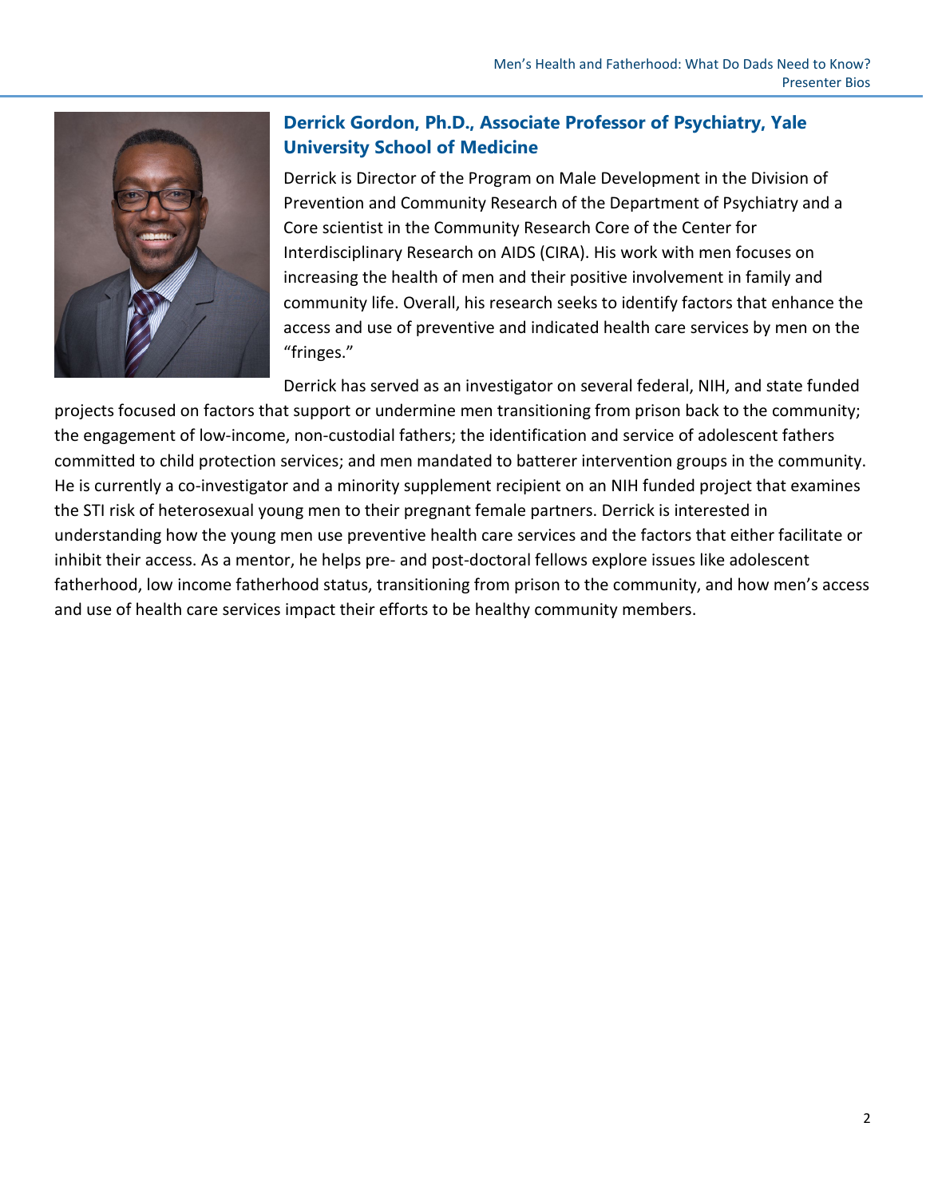### Derrick Gordon, Ph.D., Associate Professor of Psychiatry, Yale University School of Medicine

Derrick is Director of the Program on Male Development in the Division of Prevention and Community Research of the Department of Psychiatry and a Core scientist in the Community Research Core of the Center for Interdisciplinary Research on AIDS (CIRA). His work with men focuses on increasing the health of men and their positive involvement in family and community life. Overall, his research seeks to identify factors that enhance the access and use of preventive and indicated health care services by men on the "fringes."

Derrick has served as an investigator on several federal, NIH, and state funded projects focused on factors that support or undermine men transitioning from prison back to the community; the engagement of low-income, non-custodial fathers; the identification and service of adolescent fathers committed to child protection services; and men mandated to batterer intervention groups in the community. He is currently a co-investigator and a minority supplement recipient on an NIH funded project that examines the STI risk of heterosexual young men to their pregnant female partners. Derrick is interested in understanding how the young men use preventive health care services and the factors that either facilitate or inhibit their access. As a mentor, he helps pre- and post-doctoral fellows explore issues like adolescent fatherhood, low income fatherhood status, transitioning from prison to the community, and how men's access and use of health care services impact their efforts to be healthy community members.